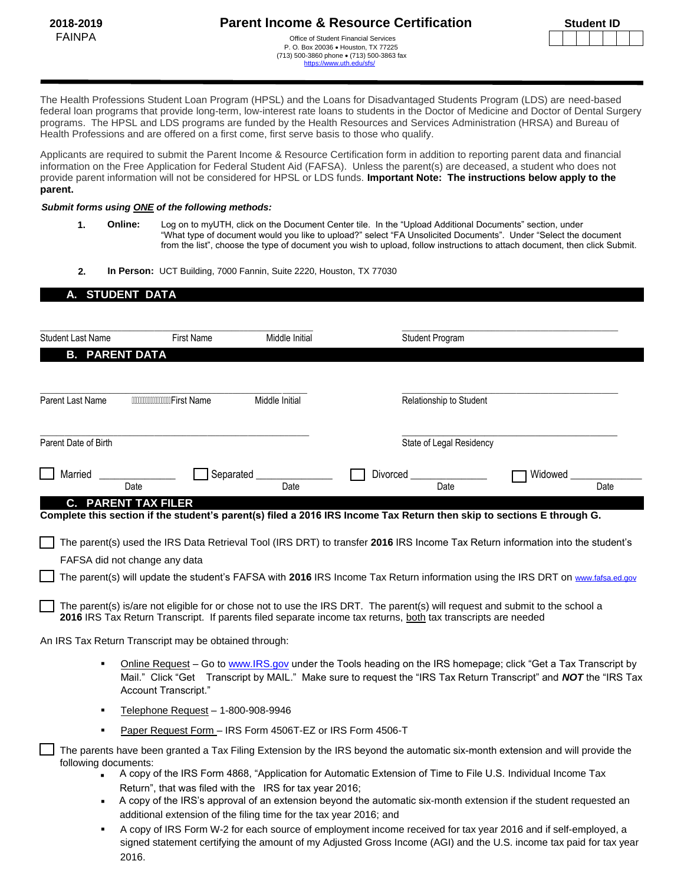**2018-2019**
FAINPA

# Parent Income & Resource Certification

Office of Student Financial Services
P. O. Box 20036 • Houston, TX 77225
(713) 500-3860 phone • (713) 500-3863 fax
https://www.uth.edu/sfs/

**Student ID** | | | | | | | |

The Health Professions Student Loan Program (HPSL) and the Loans for Disadvantaged Students Program (LDS) are need-based federal loan programs that provide long-term, low-interest rate loans to students in the Doctor of Medicine and Doctor of Dental Surgery programs. The HPSL and LDS programs are funded by the Health Resources and Services Administration (HRSA) and Bureau of Health Professions and are offered on a first come, first serve basis to those who qualify.

Applicants are required to submit the Parent Income & Resource Certification form in addition to reporting parent data and financial information on the Free Application for Federal Student Aid (FAFSA). Unless the parent(s) are deceased, a student who does not provide parent information will not be considered for HPSL or LDS funds. **Important Note: The instructions below apply to the parent.**

***Submit forms using ONE of the following methods:***

1. **Online:** Log on to myUTH, click on the Document Center tile. In the "Upload Additional Documents" section, under "What type of document would you like to upload?" select "FA Unsolicited Documents". Under "Select the document from the list", choose the type of document you wish to upload, follow instructions to attach document, then click Submit.

2. **In Person:** UCT Building, 7000 Fannin, Suite 2220, Houston, TX 77030

## A. STUDENT DATA

Student Last Name ____ First Name ____ Middle Initial ____ Student Program ____

## B. PARENT DATA

Parent Last Name ____ First Name ____ Middle Initial ____ Relationship to Student ____

Parent Date of Birth ____ State of Legal Residency ____

☐ Married ____ Date ☐ Separated ____ Date ☐ Divorced ____ Date ☐ Widowed ____ Date

## C. PARENT TAX FILER

**Complete this section if the student's parent(s) filed a 2016 IRS Income Tax Return then skip to sections E through G.**

☐ The parent(s) used the IRS Data Retrieval Tool (IRS DRT) to transfer **2016** IRS Income Tax Return information into the student's FAFSA did not change any data

☐ The parent(s) will update the student's FAFSA with **2016** IRS Income Tax Return information using the IRS DRT on www.fafsa.ed.gov

☐ The parent(s) is/are not eligible for or chose not to use the IRS DRT. The parent(s) will request and submit to the school a **2016** IRS Tax Return Transcript. If parents filed separate income tax returns, both tax transcripts are needed

An IRS Tax Return Transcript may be obtained through:

- Online Request – Go to www.IRS.gov under the Tools heading on the IRS homepage; click "Get a Tax Transcript by Mail." Click "Get Transcript by MAIL." Make sure to request the "IRS Tax Return Transcript" and ***NOT*** the "IRS Tax Account Transcript."
- Telephone Request – 1-800-908-9946
- Paper Request Form – IRS Form 4506T-EZ or IRS Form 4506-T

☐ The parents have been granted a Tax Filing Extension by the IRS beyond the automatic six-month extension and will provide the following documents:

- A copy of the IRS Form 4868, "Application for Automatic Extension of Time to File U.S. Individual Income Tax Return", that was filed with the IRS for tax year 2016;
- A copy of the IRS's approval of an extension beyond the automatic six-month extension if the student requested an additional extension of the filing time for the tax year 2016; and
- A copy of IRS Form W-2 for each source of employment income received for tax year 2016 and if self-employed, a signed statement certifying the amount of my Adjusted Gross Income (AGI) and the U.S. income tax paid for tax year 2016.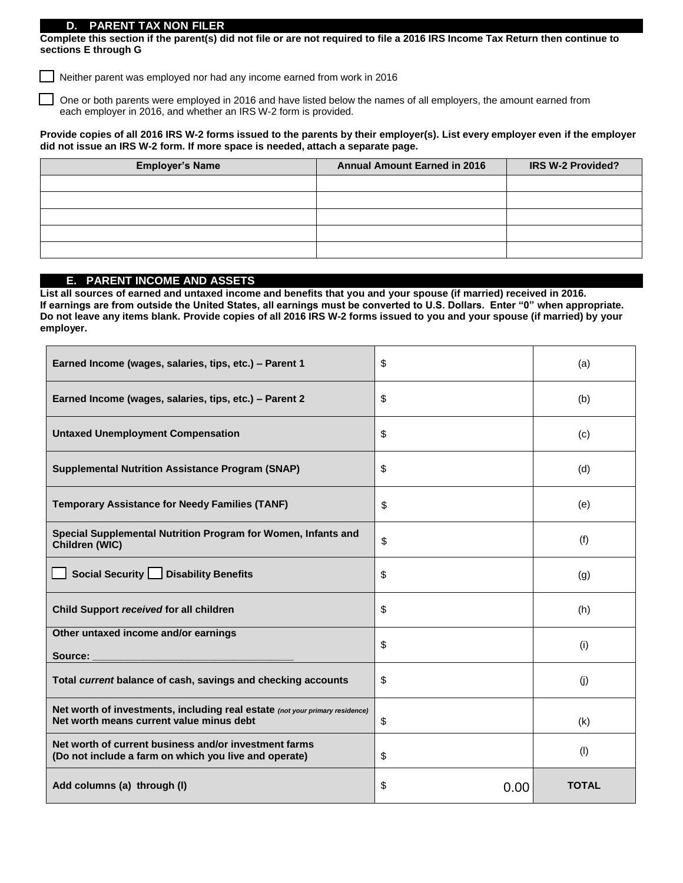## D. PARENT TAX NON FILER

**Complete this section if the parent(s) did not file or are not required to file a 2016 IRS Income Tax Return then continue to sections E through G**

☐ Neither parent was employed nor had any income earned from work in 2016

☐ One or both parents were employed in 2016 and have listed below the names of all employers, the amount earned from each employer in 2016, and whether an IRS W-2 form is provided.

**Provide copies of all 2016 IRS W-2 forms issued to the parents by their employer(s). List every employer even if the employer did not issue an IRS W-2 form. If more space is needed, attach a separate page.**

| Employer's Name | Annual Amount Earned in 2016 | IRS W-2 Provided? |
|---|---|---|
| | | |
| | | |
| | | |
| | | |
| | | |

## E. PARENT INCOME AND ASSETS

**List all sources of earned and untaxed income and benefits that you and your spouse (if married) received in 2016. If earnings are from outside the United States, all earnings must be converted to U.S. Dollars. Enter "0" when appropriate. Do not leave any items blank. Provide copies of all 2016 IRS W-2 forms issued to you and your spouse (if married) by your employer.**

| | | |
|---|---|---|
| **Earned Income (wages, salaries, tips, etc.) – Parent 1** | $ | (a) |
| **Earned Income (wages, salaries, tips, etc.) – Parent 2** | $ | (b) |
| **Untaxed Unemployment Compensation** | $ | (c) |
| **Supplemental Nutrition Assistance Program (SNAP)** | $ | (d) |
| **Temporary Assistance for Needy Families (TANF)** | $ | (e) |
| **Special Supplemental Nutrition Program for Women, Infants and Children (WIC)** | $ | (f) |
| ☐ **Social Security** ☐ **Disability Benefits** | $ | (g) |
| **Child Support *received* for all children** | $ | (h) |
| **Other untaxed income and/or earnings** **Source: ___________________________________** | $ | (i) |
| **Total *current* balance of cash, savings and checking accounts** | $ | (j) |
| **Net worth of investments, including real estate** ***(not your primary residence)*** **Net worth means current value minus debt** | $ | (k) |
| **Net worth of current business and/or investment farms (Do not include a farm on which you live and operate)** | $ | (l) |
| **Add columns (a) through (l)** | $ 0.00 | **TOTAL** |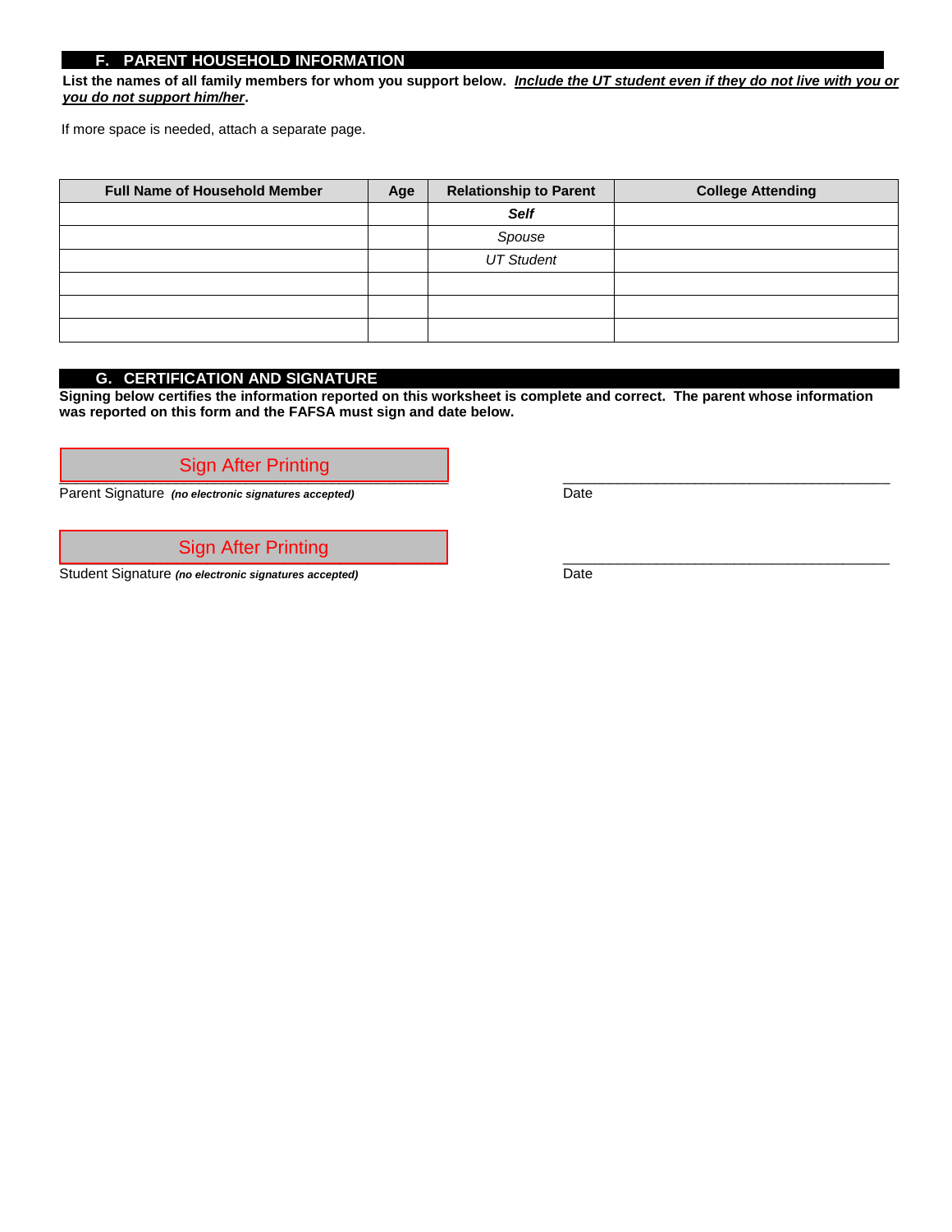## F. PARENT HOUSEHOLD INFORMATION

**List the names of all family members for whom you support below.** ***Include the UT student even if they do not live with you or you do not support him/her*****.**

If more space is needed, attach a separate page.

| Full Name of Household Member | Age | Relationship to Parent | College Attending |
|---|---|---|---|
| | | ***Self*** | |
| | | *Spouse* | |
| | | *UT Student* | |
| | | | |
| | | | |
| | | | |

## G. CERTIFICATION AND SIGNATURE

**Signing below certifies the information reported on this worksheet is complete and correct. The parent whose information was reported on this form and the FAFSA must sign and date below.**

Sign After Printing

Parent Signature ***(no electronic signatures accepted)***

\_\_\_\_\_\_\_\_\_\_\_\_\_\_\_\_\_\_\_\_\_\_\_\_\_\_\_\_\_\_\_\_\_\_\_\_\_\_\_\_

Date

Sign After Printing

Student Signature ***(no electronic signatures accepted)***

\_\_\_\_\_\_\_\_\_\_\_\_\_\_\_\_\_\_\_\_\_\_\_\_\_\_\_\_\_\_\_\_\_\_\_\_\_\_\_\_

Date